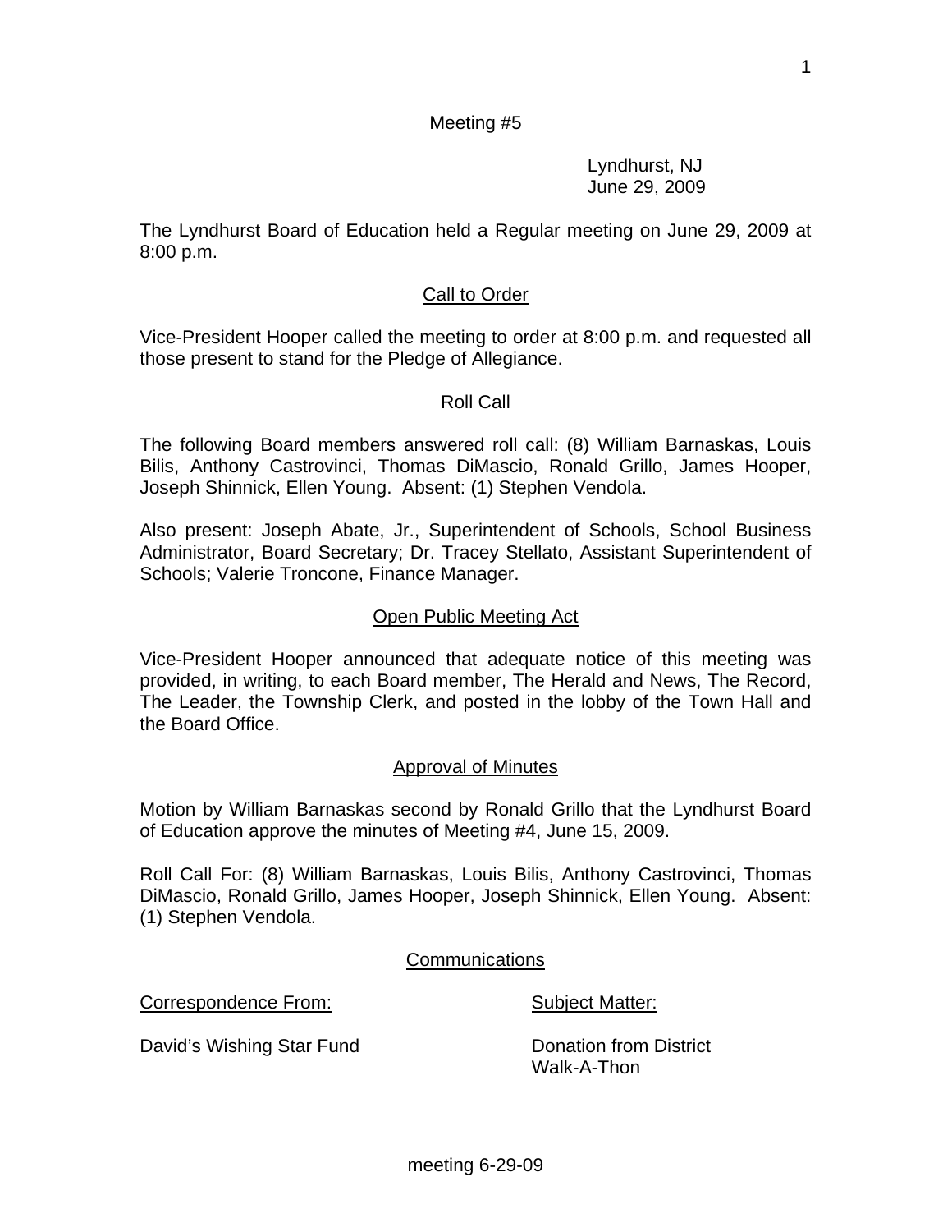Meeting #5

Lyndhurst, NJ
June 29, 2009

The Lyndhurst Board of Education held a Regular meeting on June 29, 2009 at 8:00 p.m.

## Call to Order

Vice-President Hooper called the meeting to order at 8:00 p.m. and requested all those present to stand for the Pledge of Allegiance.

## Roll Call

The following Board members answered roll call: (8) William Barnaskas, Louis Bilis, Anthony Castrovinci, Thomas DiMascio, Ronald Grillo, James Hooper, Joseph Shinnick, Ellen Young. Absent: (1) Stephen Vendola.

Also present: Joseph Abate, Jr., Superintendent of Schools, School Business Administrator, Board Secretary; Dr. Tracey Stellato, Assistant Superintendent of Schools; Valerie Troncone, Finance Manager.

## Open Public Meeting Act

Vice-President Hooper announced that adequate notice of this meeting was provided, in writing, to each Board member, The Herald and News, The Record, The Leader, the Township Clerk, and posted in the lobby of the Town Hall and the Board Office.

## Approval of Minutes

Motion by William Barnaskas second by Ronald Grillo that the Lyndhurst Board of Education approve the minutes of Meeting #4, June 15, 2009.

Roll Call For: (8) William Barnaskas, Louis Bilis, Anthony Castrovinci, Thomas DiMascio, Ronald Grillo, James Hooper, Joseph Shinnick, Ellen Young. Absent: (1) Stephen Vendola.

## Communications

| Correspondence From: | Subject Matter: |
|---|---|
| David's Wishing Star Fund | Donation from District Walk-A-Thon |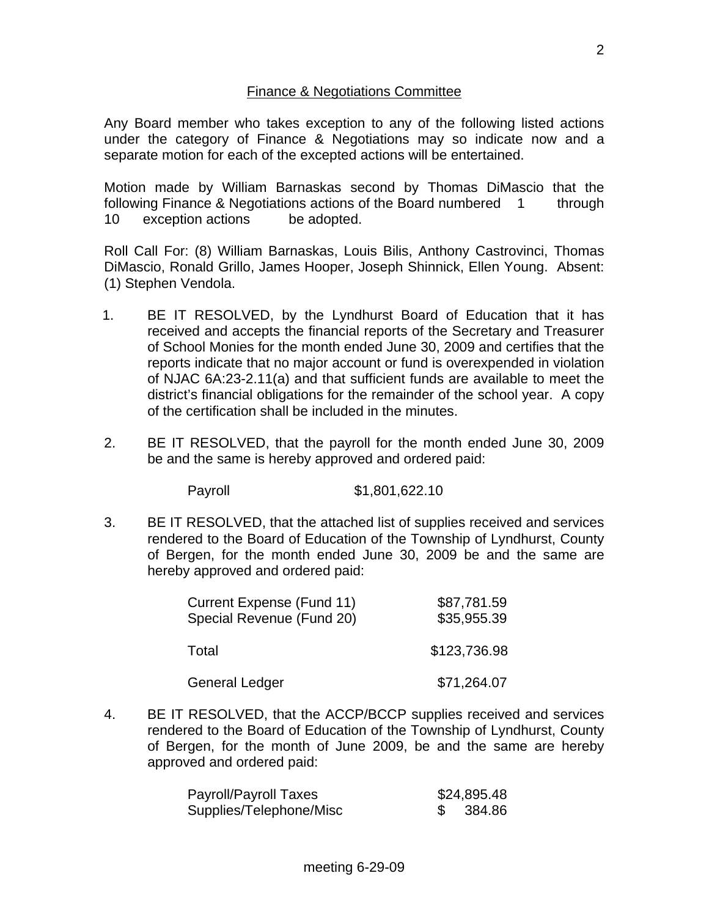## Finance & Negotiations Committee

Any Board member who takes exception to any of the following listed actions under the category of Finance & Negotiations may so indicate now and a separate motion for each of the excepted actions will be entertained.

Motion made by William Barnaskas second by Thomas DiMascio that the following Finance & Negotiations actions of the Board numbered 1 through 10 exception actions be adopted.

Roll Call For: (8) William Barnaskas, Louis Bilis, Anthony Castrovinci, Thomas DiMascio, Ronald Grillo, James Hooper, Joseph Shinnick, Ellen Young. Absent: (1) Stephen Vendola.

1. BE IT RESOLVED, by the Lyndhurst Board of Education that it has received and accepts the financial reports of the Secretary and Treasurer of School Monies for the month ended June 30, 2009 and certifies that the reports indicate that no major account or fund is overexpended in violation of NJAC 6A:23-2.11(a) and that sufficient funds are available to meet the district's financial obligations for the remainder of the school year. A copy of the certification shall be included in the minutes.

2. BE IT RESOLVED, that the payroll for the month ended June 30, 2009 be and the same is hereby approved and ordered paid:

   | | |
   |---|---|
   | Payroll | $1,801,622.10 |

3. BE IT RESOLVED, that the attached list of supplies received and services rendered to the Board of Education of the Township of Lyndhurst, County of Bergen, for the month ended June 30, 2009 be and the same are hereby approved and ordered paid:

   | | |
   |---|---|
   | Current Expense (Fund 11) | $87,781.59 |
   | Special Revenue (Fund 20) | $35,955.39 |
   | Total | $123,736.98 |
   | General Ledger | $71,264.07 |

4. BE IT RESOLVED, that the ACCP/BCCP supplies received and services rendered to the Board of Education of the Township of Lyndhurst, County of Bergen, for the month of June 2009, be and the same are hereby approved and ordered paid:

   | | |
   |---|---|
   | Payroll/Payroll Taxes | $24,895.48 |
   | Supplies/Telephone/Misc | $ 384.86 |

meeting 6-29-09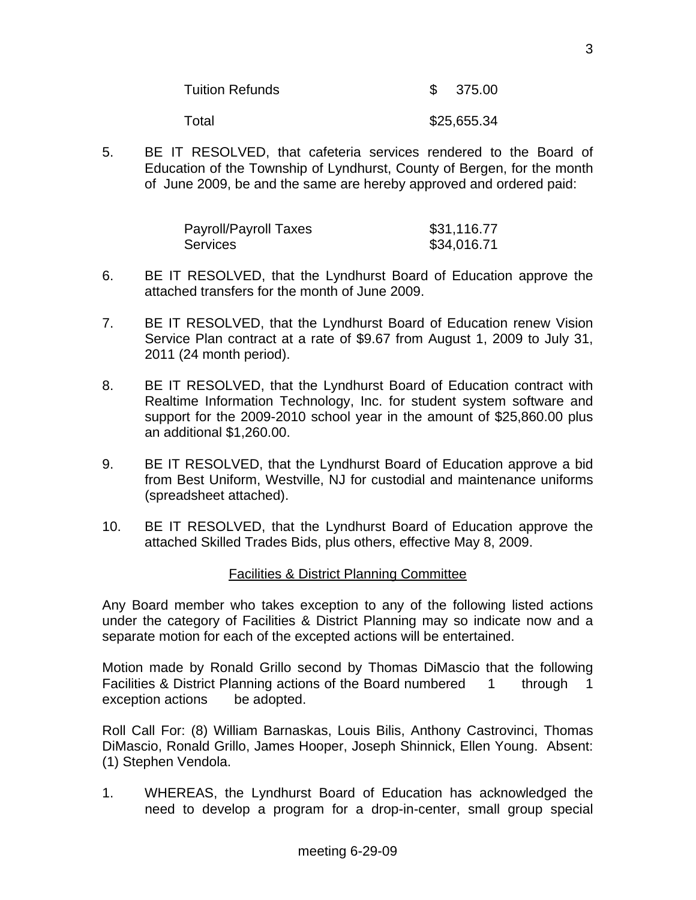| | |
|---|---|
| Tuition Refunds | $ 375.00 |
| Total | $25,655.34 |

5. BE IT RESOLVED, that cafeteria services rendered to the Board of Education of the Township of Lyndhurst, County of Bergen, for the month of June 2009, be and the same are hereby approved and ordered paid:

| | |
|---|---|
| Payroll/Payroll Taxes | $31,116.77 |
| Services | $34,016.71 |

6. BE IT RESOLVED, that the Lyndhurst Board of Education approve the attached transfers for the month of June 2009.

7. BE IT RESOLVED, that the Lyndhurst Board of Education renew Vision Service Plan contract at a rate of $9.67 from August 1, 2009 to July 31, 2011 (24 month period).

8. BE IT RESOLVED, that the Lyndhurst Board of Education contract with Realtime Information Technology, Inc. for student system software and support for the 2009-2010 school year in the amount of $25,860.00 plus an additional $1,260.00.

9. BE IT RESOLVED, that the Lyndhurst Board of Education approve a bid from Best Uniform, Westville, NJ for custodial and maintenance uniforms (spreadsheet attached).

10. BE IT RESOLVED, that the Lyndhurst Board of Education approve the attached Skilled Trades Bids, plus others, effective May 8, 2009.

## Facilities & District Planning Committee

Any Board member who takes exception to any of the following listed actions under the category of Facilities & District Planning may so indicate now and a separate motion for each of the excepted actions will be entertained.

Motion made by Ronald Grillo second by Thomas DiMascio that the following Facilities & District Planning actions of the Board numbered 1 through 1 exception actions be adopted.

Roll Call For: (8) William Barnaskas, Louis Bilis, Anthony Castrovinci, Thomas DiMascio, Ronald Grillo, James Hooper, Joseph Shinnick, Ellen Young. Absent: (1) Stephen Vendola.

1. WHEREAS, the Lyndhurst Board of Education has acknowledged the need to develop a program for a drop-in-center, small group special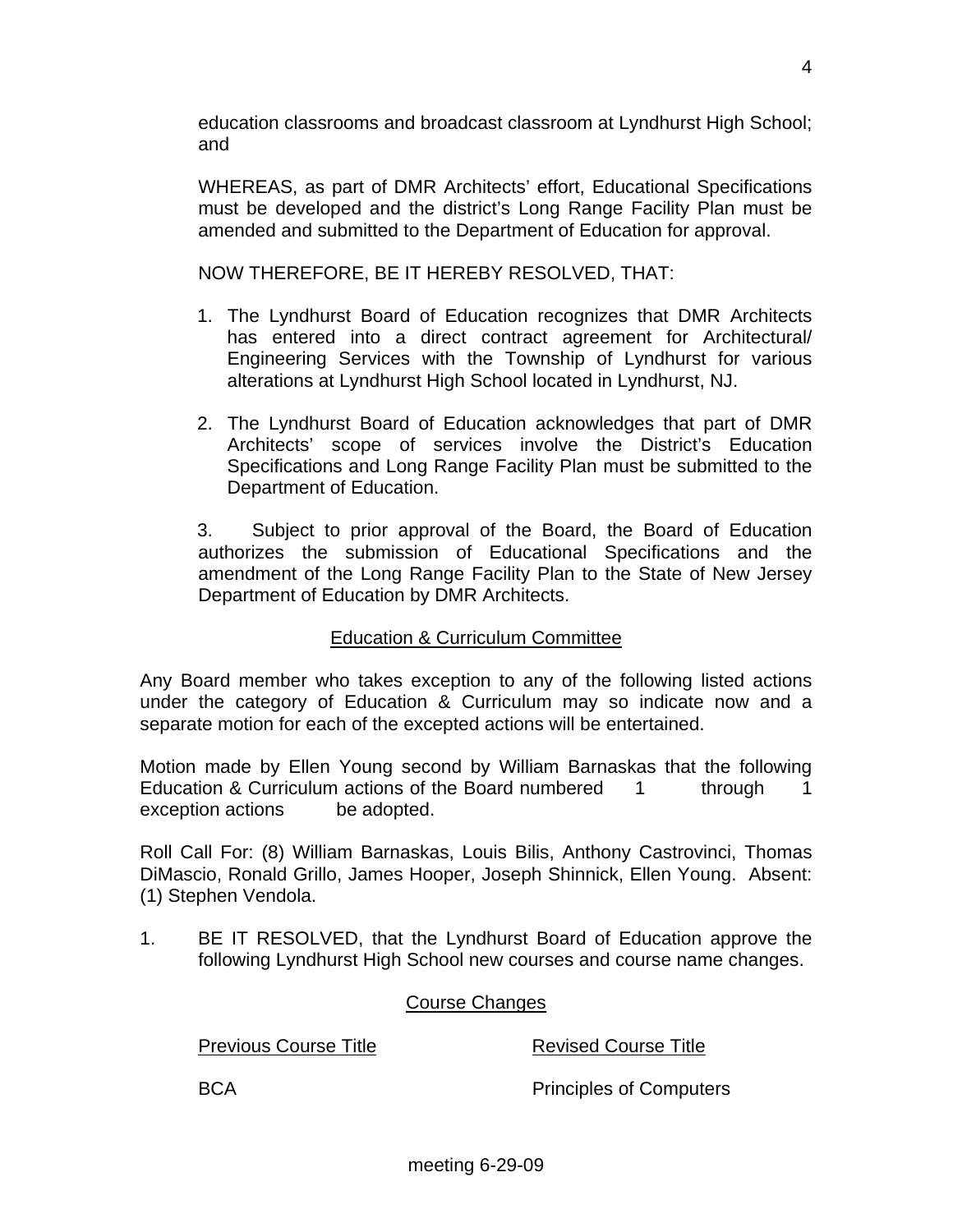education classrooms and broadcast classroom at Lyndhurst High School; and

WHEREAS, as part of DMR Architects' effort, Educational Specifications must be developed and the district's Long Range Facility Plan must be amended and submitted to the Department of Education for approval.

NOW THEREFORE, BE IT HEREBY RESOLVED, THAT:

1. The Lyndhurst Board of Education recognizes that DMR Architects has entered into a direct contract agreement for Architectural/ Engineering Services with the Township of Lyndhurst for various alterations at Lyndhurst High School located in Lyndhurst, NJ.

2. The Lyndhurst Board of Education acknowledges that part of DMR Architects' scope of services involve the District's Education Specifications and Long Range Facility Plan must be submitted to the Department of Education.

3. Subject to prior approval of the Board, the Board of Education authorizes the submission of Educational Specifications and the amendment of the Long Range Facility Plan to the State of New Jersey Department of Education by DMR Architects.

## Education & Curriculum Committee

Any Board member who takes exception to any of the following listed actions under the category of Education & Curriculum may so indicate now and a separate motion for each of the excepted actions will be entertained.

Motion made by Ellen Young second by William Barnaskas that the following Education & Curriculum actions of the Board numbered 1 through 1 exception actions be adopted.

Roll Call For: (8) William Barnaskas, Louis Bilis, Anthony Castrovinci, Thomas DiMascio, Ronald Grillo, James Hooper, Joseph Shinnick, Ellen Young. Absent: (1) Stephen Vendola.

1. BE IT RESOLVED, that the Lyndhurst Board of Education approve the following Lyndhurst High School new courses and course name changes.

### Course Changes

| Previous Course Title | Revised Course Title |
| --- | --- |
| BCA | Principles of Computers |

meeting 6-29-09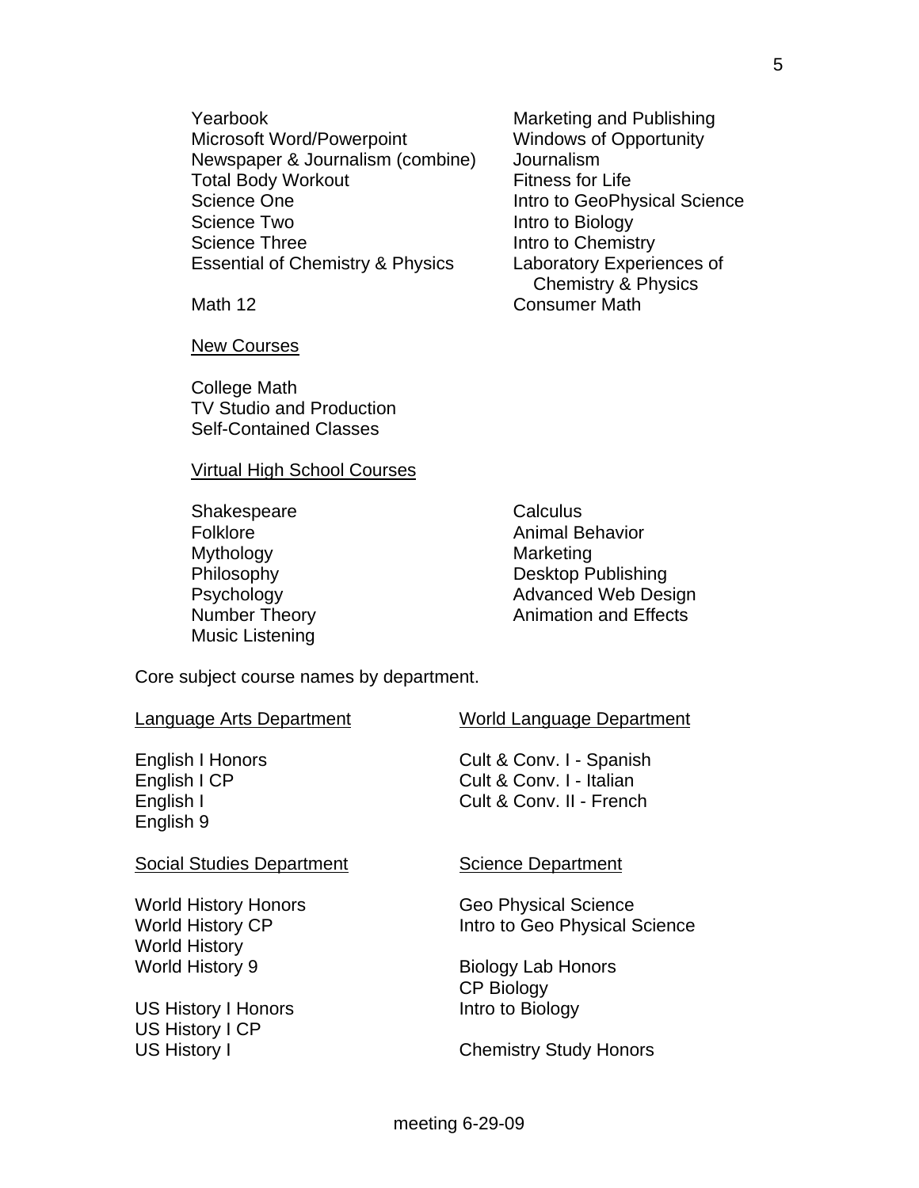| | |
|---|---|
| Yearbook | Marketing and Publishing |
| Microsoft Word/Powerpoint | Windows of Opportunity |
| Newspaper & Journalism (combine) | Journalism |
| Total Body Workout | Fitness for Life |
| Science One | Intro to GeoPhysical Science |
| Science Two | Intro to Biology |
| Science Three | Intro to Chemistry |
| Essential of Chemistry & Physics | Laboratory Experiences of Chemistry & Physics |
| Math 12 | Consumer Math |

<u>New Courses</u>

College Math
TV Studio and Production
Self-Contained Classes

<u>Virtual High School Courses</u>

Shakespeare
Folklore
Mythology
Philosophy
Psychology
Number Theory
Music Listening
Calculus
Animal Behavior
Marketing
Desktop Publishing
Advanced Web Design
Animation and Effects

Core subject course names by department.

<u>Language Arts Department</u>

English I Honors
English I CP
English I
English 9

<u>World Language Department</u>

Cult & Conv. I - Spanish
Cult & Conv. I - Italian
Cult & Conv. II - French

<u>Social Studies Department</u>

World History Honors
World History CP
World History
World History 9

US History I Honors
US History I CP
US History I

<u>Science Department</u>

Geo Physical Science
Intro to Geo Physical Science

Biology Lab Honors
CP Biology
Intro to Biology

Chemistry Study Honors

meeting 6-29-09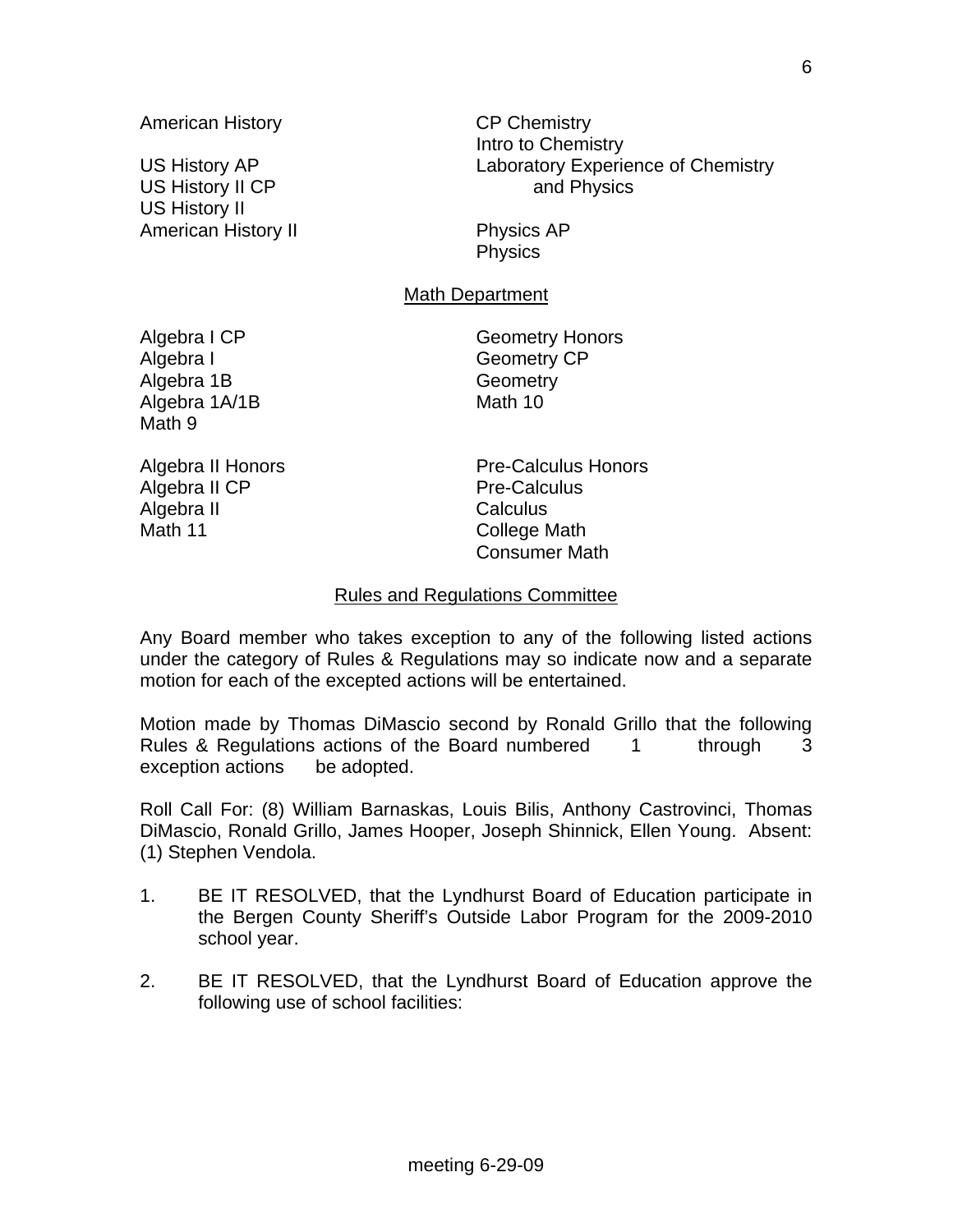American History

US History AP
US History II CP
US History II
American History II

CP Chemistry
Intro to Chemistry
Laboratory Experience of Chemistry and Physics

Physics AP
Physics

Math Department

Algebra I CP
Algebra I
Algebra 1B
Algebra 1A/1B
Math 9

Geometry Honors
Geometry CP
Geometry
Math 10

Algebra II Honors
Algebra II CP
Algebra II
Math 11

Pre-Calculus Honors
Pre-Calculus
Calculus
College Math
Consumer Math

Rules and Regulations Committee

Any Board member who takes exception to any of the following listed actions under the category of Rules & Regulations may so indicate now and a separate motion for each of the excepted actions will be entertained.

Motion made by Thomas DiMascio second by Ronald Grillo that the following Rules & Regulations actions of the Board numbered 1 through 3 exception actions be adopted.

Roll Call For: (8) William Barnaskas, Louis Bilis, Anthony Castrovinci, Thomas DiMascio, Ronald Grillo, James Hooper, Joseph Shinnick, Ellen Young. Absent: (1) Stephen Vendola.

1. BE IT RESOLVED, that the Lyndhurst Board of Education participate in the Bergen County Sheriff's Outside Labor Program for the 2009-2010 school year.

2. BE IT RESOLVED, that the Lyndhurst Board of Education approve the following use of school facilities: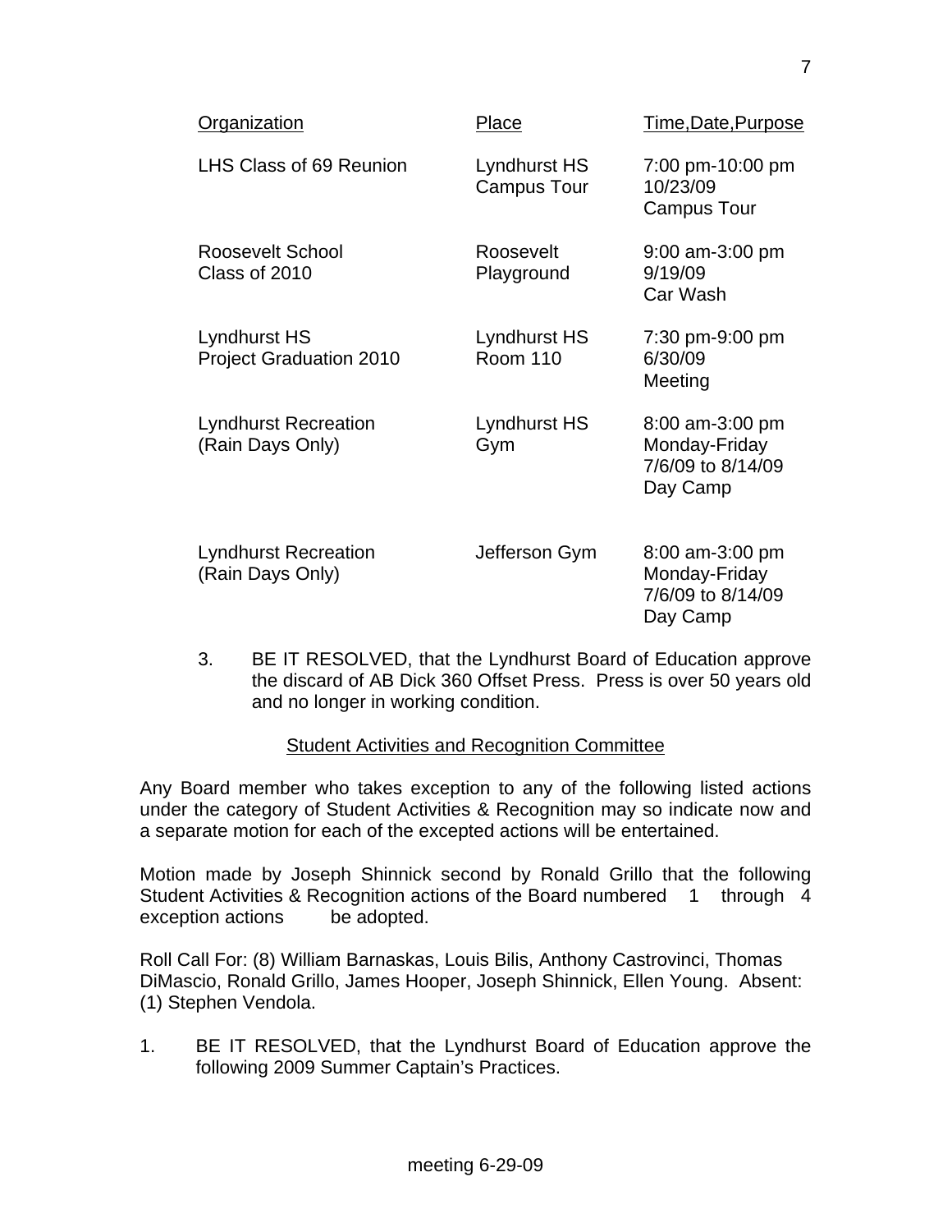| Organization | Place | Time,Date,Purpose |
| --- | --- | --- |
| LHS Class of 69 Reunion | Lyndhurst HS Campus Tour | 7:00 pm-10:00 pm 10/23/09 Campus Tour |
| Roosevelt School Class of 2010 | Roosevelt Playground | 9:00 am-3:00 pm 9/19/09 Car Wash |
| Lyndhurst HS Project Graduation 2010 | Lyndhurst HS Room 110 | 7:30 pm-9:00 pm 6/30/09 Meeting |
| Lyndhurst Recreation (Rain Days Only) | Lyndhurst HS Gym | 8:00 am-3:00 pm Monday-Friday 7/6/09 to 8/14/09 Day Camp |
| Lyndhurst Recreation (Rain Days Only) | Jefferson Gym | 8:00 am-3:00 pm Monday-Friday 7/6/09 to 8/14/09 Day Camp |

3. BE IT RESOLVED, that the Lyndhurst Board of Education approve the discard of AB Dick 360 Offset Press. Press is over 50 years old and no longer in working condition.

## Student Activities and Recognition Committee

Any Board member who takes exception to any of the following listed actions under the category of Student Activities & Recognition may so indicate now and a separate motion for each of the excepted actions will be entertained.

Motion made by Joseph Shinnick second by Ronald Grillo that the following Student Activities & Recognition actions of the Board numbered 1 through 4 exception actions be adopted.

Roll Call For: (8) William Barnaskas, Louis Bilis, Anthony Castrovinci, Thomas DiMascio, Ronald Grillo, James Hooper, Joseph Shinnick, Ellen Young. Absent: (1) Stephen Vendola.

1. BE IT RESOLVED, that the Lyndhurst Board of Education approve the following 2009 Summer Captain's Practices.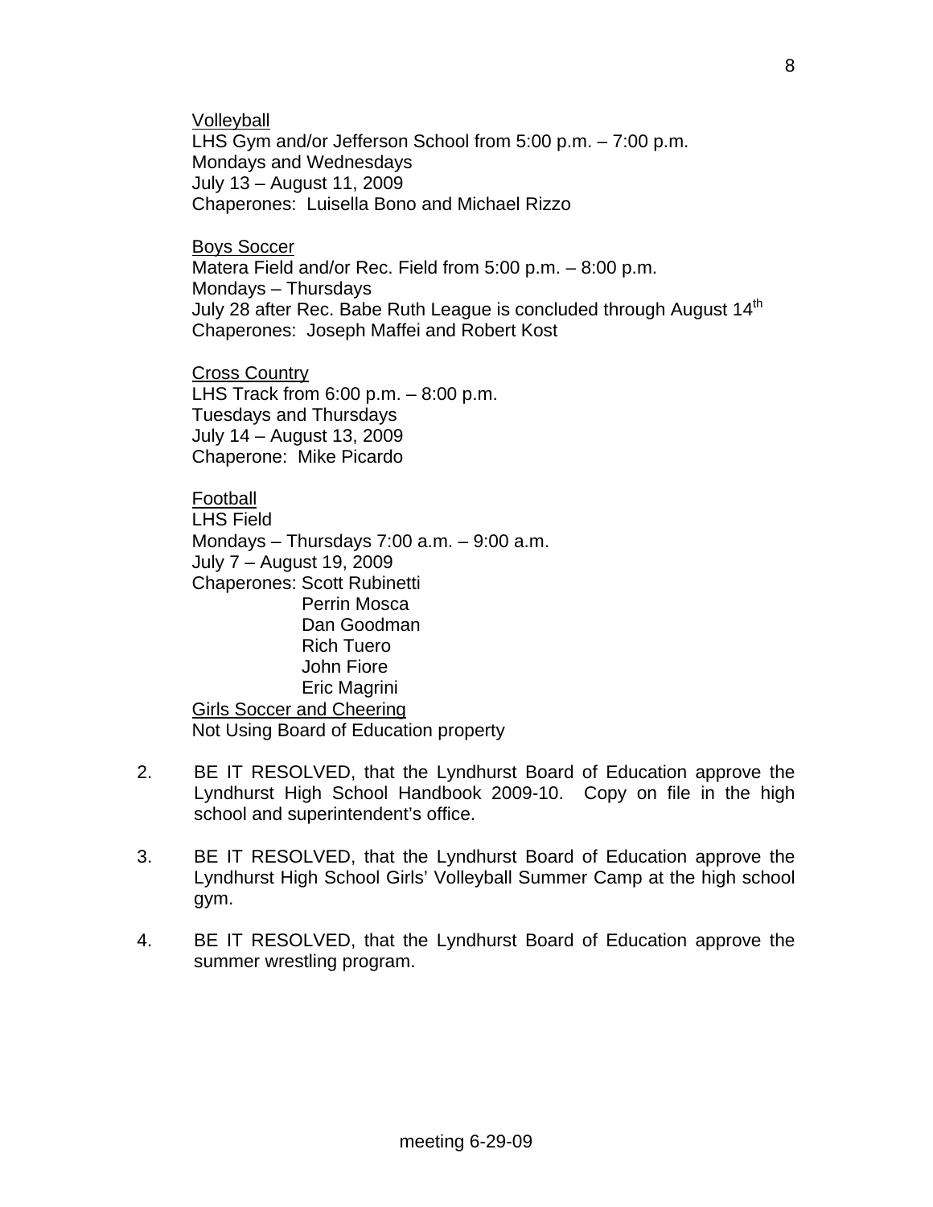<u>Volleyball</u>
LHS Gym and/or Jefferson School from 5:00 p.m. – 7:00 p.m.
Mondays and Wednesdays
July 13 – August 11, 2009
Chaperones: Luisella Bono and Michael Rizzo

<u>Boys Soccer</u>
Matera Field and/or Rec. Field from 5:00 p.m. – 8:00 p.m.
Mondays – Thursdays
July 28 after Rec. Babe Ruth League is concluded through August $14^{th}$
Chaperones: Joseph Maffei and Robert Kost

<u>Cross Country</u>
LHS Track from 6:00 p.m. – 8:00 p.m.
Tuesdays and Thursdays
July 14 – August 13, 2009
Chaperone: Mike Picardo

<u>Football</u>
LHS Field
Mondays – Thursdays 7:00 a.m. – 9:00 a.m.
July 7 – August 19, 2009
Chaperones: Scott Rubinetti
Perrin Mosca
Dan Goodman
Rich Tuero
John Fiore
Eric Magrini

<u>Girls Soccer and Cheering</u>
Not Using Board of Education property

2. BE IT RESOLVED, that the Lyndhurst Board of Education approve the Lyndhurst High School Handbook 2009-10. Copy on file in the high school and superintendent's office.

3. BE IT RESOLVED, that the Lyndhurst Board of Education approve the Lyndhurst High School Girls' Volleyball Summer Camp at the high school gym.

4. BE IT RESOLVED, that the Lyndhurst Board of Education approve the summer wrestling program.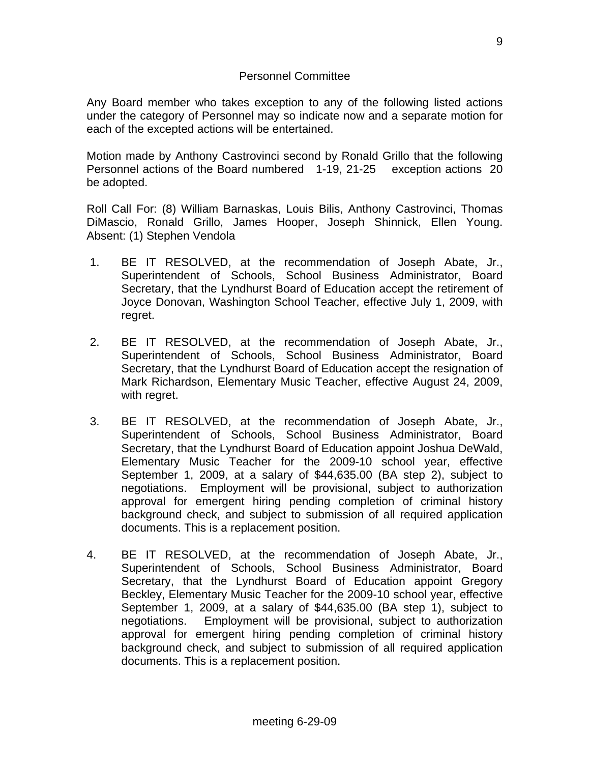## Personnel Committee

Any Board member who takes exception to any of the following listed actions under the category of Personnel may so indicate now and a separate motion for each of the excepted actions will be entertained.

Motion made by Anthony Castrovinci second by Ronald Grillo that the following Personnel actions of the Board numbered 1-19, 21-25 exception actions 20 be adopted.

Roll Call For: (8) William Barnaskas, Louis Bilis, Anthony Castrovinci, Thomas DiMascio, Ronald Grillo, James Hooper, Joseph Shinnick, Ellen Young. Absent: (1) Stephen Vendola

1. BE IT RESOLVED, at the recommendation of Joseph Abate, Jr., Superintendent of Schools, School Business Administrator, Board Secretary, that the Lyndhurst Board of Education accept the retirement of Joyce Donovan, Washington School Teacher, effective July 1, 2009, with regret.

2. BE IT RESOLVED, at the recommendation of Joseph Abate, Jr., Superintendent of Schools, School Business Administrator, Board Secretary, that the Lyndhurst Board of Education accept the resignation of Mark Richardson, Elementary Music Teacher, effective August 24, 2009, with regret.

3. BE IT RESOLVED, at the recommendation of Joseph Abate, Jr., Superintendent of Schools, School Business Administrator, Board Secretary, that the Lyndhurst Board of Education appoint Joshua DeWald, Elementary Music Teacher for the 2009-10 school year, effective September 1, 2009, at a salary of $44,635.00 (BA step 2), subject to negotiations. Employment will be provisional, subject to authorization approval for emergent hiring pending completion of criminal history background check, and subject to submission of all required application documents. This is a replacement position.

4. BE IT RESOLVED, at the recommendation of Joseph Abate, Jr., Superintendent of Schools, School Business Administrator, Board Secretary, that the Lyndhurst Board of Education appoint Gregory Beckley, Elementary Music Teacher for the 2009-10 school year, effective September 1, 2009, at a salary of $44,635.00 (BA step 1), subject to negotiations. Employment will be provisional, subject to authorization approval for emergent hiring pending completion of criminal history background check, and subject to submission of all required application documents. This is a replacement position.

meeting 6-29-09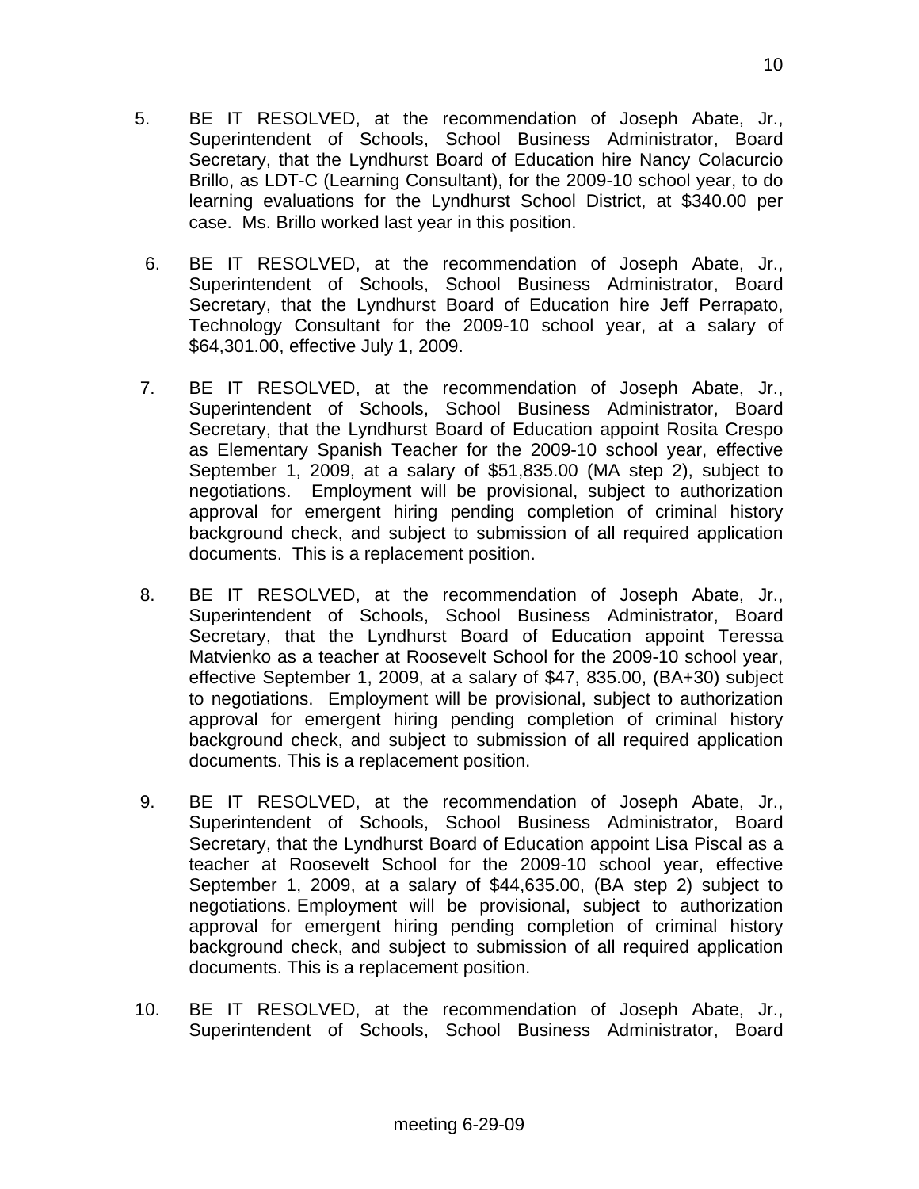5. BE IT RESOLVED, at the recommendation of Joseph Abate, Jr., Superintendent of Schools, School Business Administrator, Board Secretary, that the Lyndhurst Board of Education hire Nancy Colacurcio Brillo, as LDT-C (Learning Consultant), for the 2009-10 school year, to do learning evaluations for the Lyndhurst School District, at $340.00 per case. Ms. Brillo worked last year in this position.

6. BE IT RESOLVED, at the recommendation of Joseph Abate, Jr., Superintendent of Schools, School Business Administrator, Board Secretary, that the Lyndhurst Board of Education hire Jeff Perrapato, Technology Consultant for the 2009-10 school year, at a salary of $64,301.00, effective July 1, 2009.

7. BE IT RESOLVED, at the recommendation of Joseph Abate, Jr., Superintendent of Schools, School Business Administrator, Board Secretary, that the Lyndhurst Board of Education appoint Rosita Crespo as Elementary Spanish Teacher for the 2009-10 school year, effective September 1, 2009, at a salary of $51,835.00 (MA step 2), subject to negotiations. Employment will be provisional, subject to authorization approval for emergent hiring pending completion of criminal history background check, and subject to submission of all required application documents. This is a replacement position.

8. BE IT RESOLVED, at the recommendation of Joseph Abate, Jr., Superintendent of Schools, School Business Administrator, Board Secretary, that the Lyndhurst Board of Education appoint Teressa Matvienko as a teacher at Roosevelt School for the 2009-10 school year, effective September 1, 2009, at a salary of $47, 835.00, (BA+30) subject to negotiations. Employment will be provisional, subject to authorization approval for emergent hiring pending completion of criminal history background check, and subject to submission of all required application documents. This is a replacement position.

9. BE IT RESOLVED, at the recommendation of Joseph Abate, Jr., Superintendent of Schools, School Business Administrator, Board Secretary, that the Lyndhurst Board of Education appoint Lisa Piscal as a teacher at Roosevelt School for the 2009-10 school year, effective September 1, 2009, at a salary of $44,635.00, (BA step 2) subject to negotiations. Employment will be provisional, subject to authorization approval for emergent hiring pending completion of criminal history background check, and subject to submission of all required application documents. This is a replacement position.

10. BE IT RESOLVED, at the recommendation of Joseph Abate, Jr., Superintendent of Schools, School Business Administrator, Board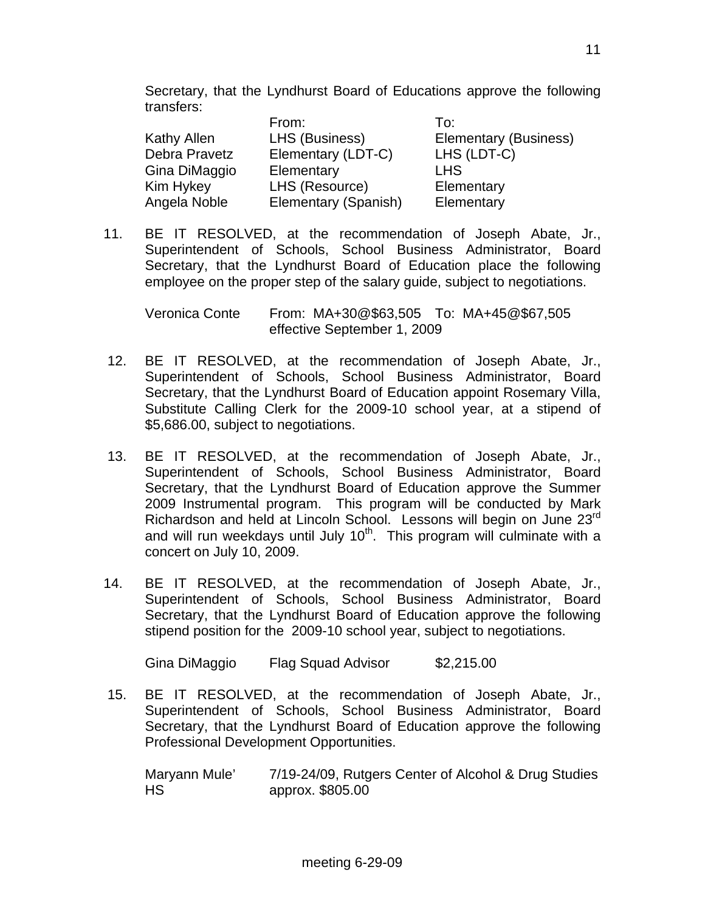Secretary, that the Lyndhurst Board of Educations approve the following transfers:

| | From: | To: |
|---|---|---|
| Kathy Allen | LHS (Business) | Elementary (Business) |
| Debra Pravetz | Elementary (LDT-C) | LHS (LDT-C) |
| Gina DiMaggio | Elementary | LHS |
| Kim Hykey | LHS (Resource) | Elementary |
| Angela Noble | Elementary (Spanish) | Elementary |

11. BE IT RESOLVED, at the recommendation of Joseph Abate, Jr., Superintendent of Schools, School Business Administrator, Board Secretary, that the Lyndhurst Board of Education place the following employee on the proper step of the salary guide, subject to negotiations.

    Veronica Conte    From: MA+30@$63,505  To: MA+45@$67,505
    effective September 1, 2009

12. BE IT RESOLVED, at the recommendation of Joseph Abate, Jr., Superintendent of Schools, School Business Administrator, Board Secretary, that the Lyndhurst Board of Education appoint Rosemary Villa, Substitute Calling Clerk for the 2009-10 school year, at a stipend of $5,686.00, subject to negotiations.

13. BE IT RESOLVED, at the recommendation of Joseph Abate, Jr., Superintendent of Schools, School Business Administrator, Board Secretary, that the Lyndhurst Board of Education approve the Summer 2009 Instrumental program. This program will be conducted by Mark Richardson and held at Lincoln School. Lessons will begin on June 23rd and will run weekdays until July 10th. This program will culminate with a concert on July 10, 2009.

14. BE IT RESOLVED, at the recommendation of Joseph Abate, Jr., Superintendent of Schools, School Business Administrator, Board Secretary, that the Lyndhurst Board of Education approve the following stipend position for the 2009-10 school year, subject to negotiations.

    | | | |
    |---|---|---|
    | Gina DiMaggio | Flag Squad Advisor | $2,215.00 |

15. BE IT RESOLVED, at the recommendation of Joseph Abate, Jr., Superintendent of Schools, School Business Administrator, Board Secretary, that the Lyndhurst Board of Education approve the following Professional Development Opportunities.

    | | |
    |---|---|
    | Maryann Mule' HS | 7/19-24/09, Rutgers Center of Alcohol & Drug Studies approx. $805.00 |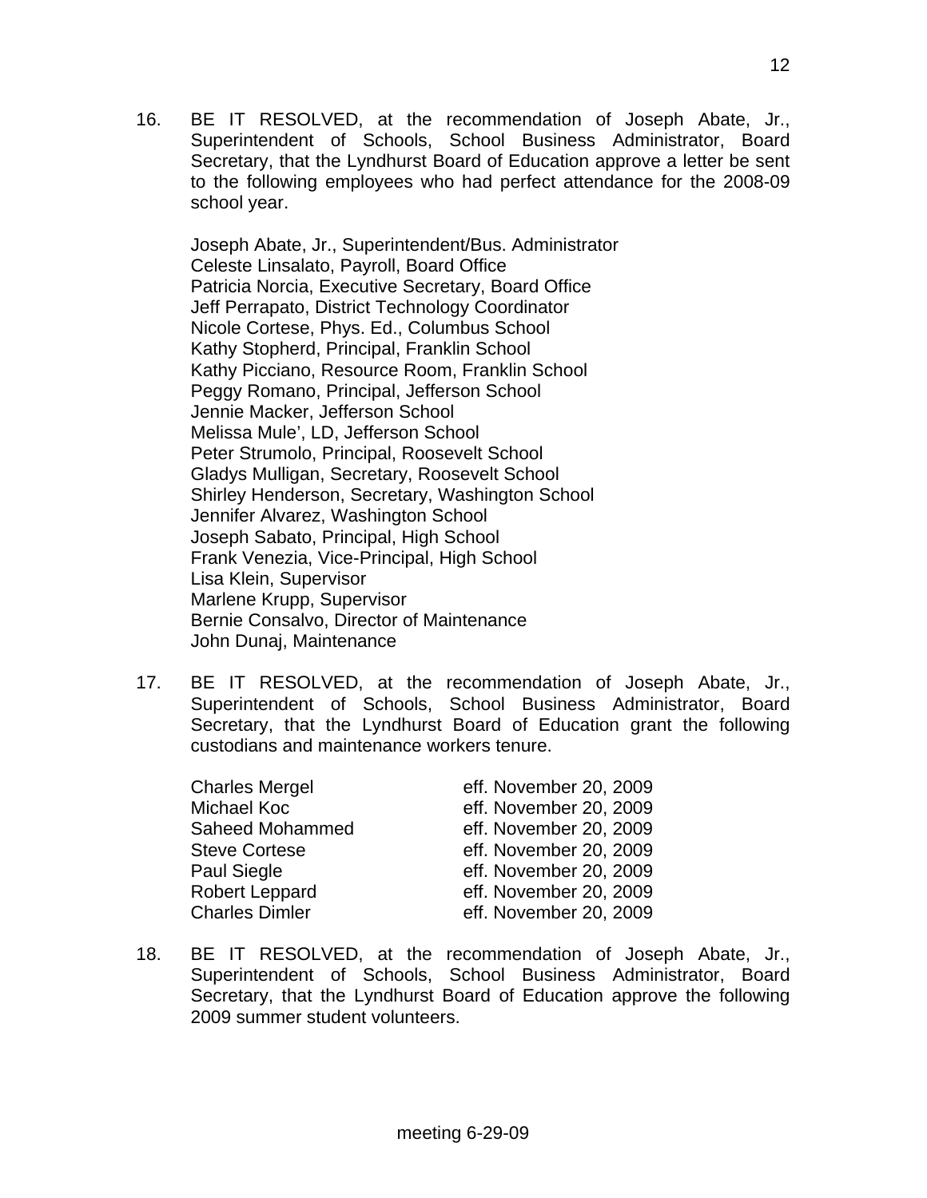16. BE IT RESOLVED, at the recommendation of Joseph Abate, Jr., Superintendent of Schools, School Business Administrator, Board Secretary, that the Lyndhurst Board of Education approve a letter be sent to the following employees who had perfect attendance for the 2008-09 school year.

    Joseph Abate, Jr., Superintendent/Bus. Administrator
    Celeste Linsalato, Payroll, Board Office
    Patricia Norcia, Executive Secretary, Board Office
    Jeff Perrapato, District Technology Coordinator
    Nicole Cortese, Phys. Ed., Columbus School
    Kathy Stopherd, Principal, Franklin School
    Kathy Picciano, Resource Room, Franklin School
    Peggy Romano, Principal, Jefferson School
    Jennie Macker, Jefferson School
    Melissa Mule', LD, Jefferson School
    Peter Strumolo, Principal, Roosevelt School
    Gladys Mulligan, Secretary, Roosevelt School
    Shirley Henderson, Secretary, Washington School
    Jennifer Alvarez, Washington School
    Joseph Sabato, Principal, High School
    Frank Venezia, Vice-Principal, High School
    Lisa Klein, Supervisor
    Marlene Krupp, Supervisor
    Bernie Consalvo, Director of Maintenance
    John Dunaj, Maintenance

17. BE IT RESOLVED, at the recommendation of Joseph Abate, Jr., Superintendent of Schools, School Business Administrator, Board Secretary, that the Lyndhurst Board of Education grant the following custodians and maintenance workers tenure.

| | |
|---|---|
| Charles Mergel | eff. November 20, 2009 |
| Michael Koc | eff. November 20, 2009 |
| Saheed Mohammed | eff. November 20, 2009 |
| Steve Cortese | eff. November 20, 2009 |
| Paul Siegle | eff. November 20, 2009 |
| Robert Leppard | eff. November 20, 2009 |
| Charles Dimler | eff. November 20, 2009 |

18. BE IT RESOLVED, at the recommendation of Joseph Abate, Jr., Superintendent of Schools, School Business Administrator, Board Secretary, that the Lyndhurst Board of Education approve the following 2009 summer student volunteers.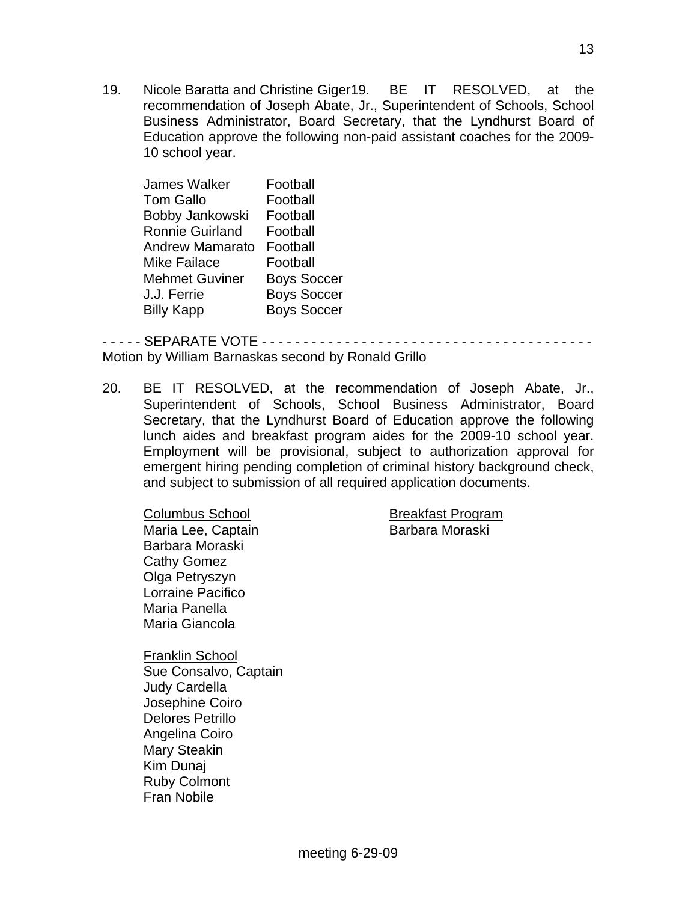19. Nicole Baratta and Christine Giger19. BE IT RESOLVED, at the recommendation of Joseph Abate, Jr., Superintendent of Schools, School Business Administrator, Board Secretary, that the Lyndhurst Board of Education approve the following non-paid assistant coaches for the 2009-10 school year.

| | |
|---|---|
| James Walker | Football |
| Tom Gallo | Football |
| Bobby Jankowski | Football |
| Ronnie Guirland | Football |
| Andrew Mamarato | Football |
| Mike Failace | Football |
| Mehmet Guviner | Boys Soccer |
| J.J. Ferrie | Boys Soccer |
| Billy Kapp | Boys Soccer |

- - - - - SEPARATE VOTE - - - - - - - - - - - - - - - - - - - - - - - - - - - - - - - - - - - - - - - -
Motion by William Barnaskas second by Ronald Grillo

20. BE IT RESOLVED, at the recommendation of Joseph Abate, Jr., Superintendent of Schools, School Business Administrator, Board Secretary, that the Lyndhurst Board of Education approve the following lunch aides and breakfast program aides for the 2009-10 school year. Employment will be provisional, subject to authorization approval for emergent hiring pending completion of criminal history background check, and subject to submission of all required application documents.

<u>Columbus School</u>
Maria Lee, Captain
Barbara Moraski
Cathy Gomez
Olga Petryszyn
Lorraine Pacifico
Maria Panella
Maria Giancola

<u>Breakfast Program</u>
Barbara Moraski

<u>Franklin School</u>
Sue Consalvo, Captain
Judy Cardella
Josephine Coiro
Delores Petrillo
Angelina Coiro
Mary Steakin
Kim Dunaj
Ruby Colmont
Fran Nobile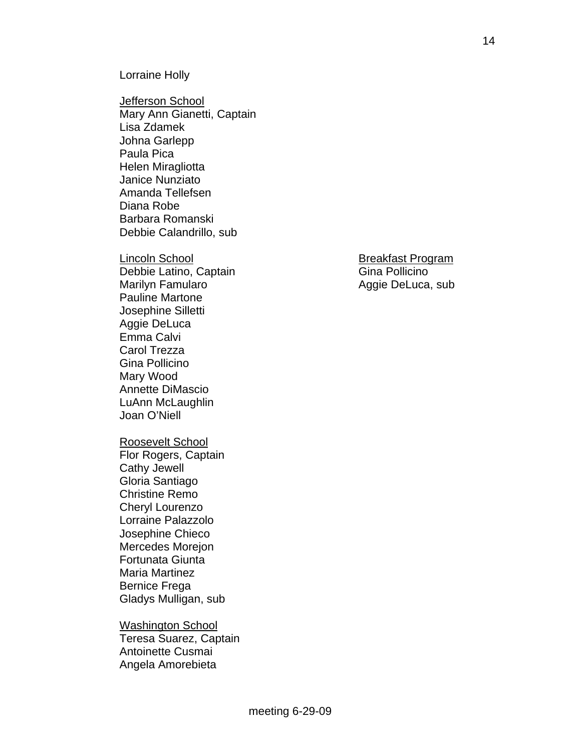Lorraine Holly

<u>Jefferson School</u>
Mary Ann Gianetti, Captain
Lisa Zdamek
Johna Garlepp
Paula Pica
Helen Miragliotta
Janice Nunziato
Amanda Tellefsen
Diana Robe
Barbara Romanski
Debbie Calandrillo, sub

<u>Lincoln School</u>
Debbie Latino, Captain
Marilyn Famularo
Pauline Martone
Josephine Silletti
Aggie DeLuca
Emma Calvi
Carol Trezza
Gina Pollicino
Mary Wood
Annette DiMascio
LuAnn McLaughlin
Joan O'Niell

<u>Breakfast Program</u>
Gina Pollicino
Aggie DeLuca, sub

<u>Roosevelt School</u>
Flor Rogers, Captain
Cathy Jewell
Gloria Santiago
Christine Remo
Cheryl Lourenzo
Lorraine Palazzolo
Josephine Chieco
Mercedes Morejon
Fortunata Giunta
Maria Martinez
Bernice Frega
Gladys Mulligan, sub

<u>Washington School</u>
Teresa Suarez, Captain
Antoinette Cusmai
Angela Amorebieta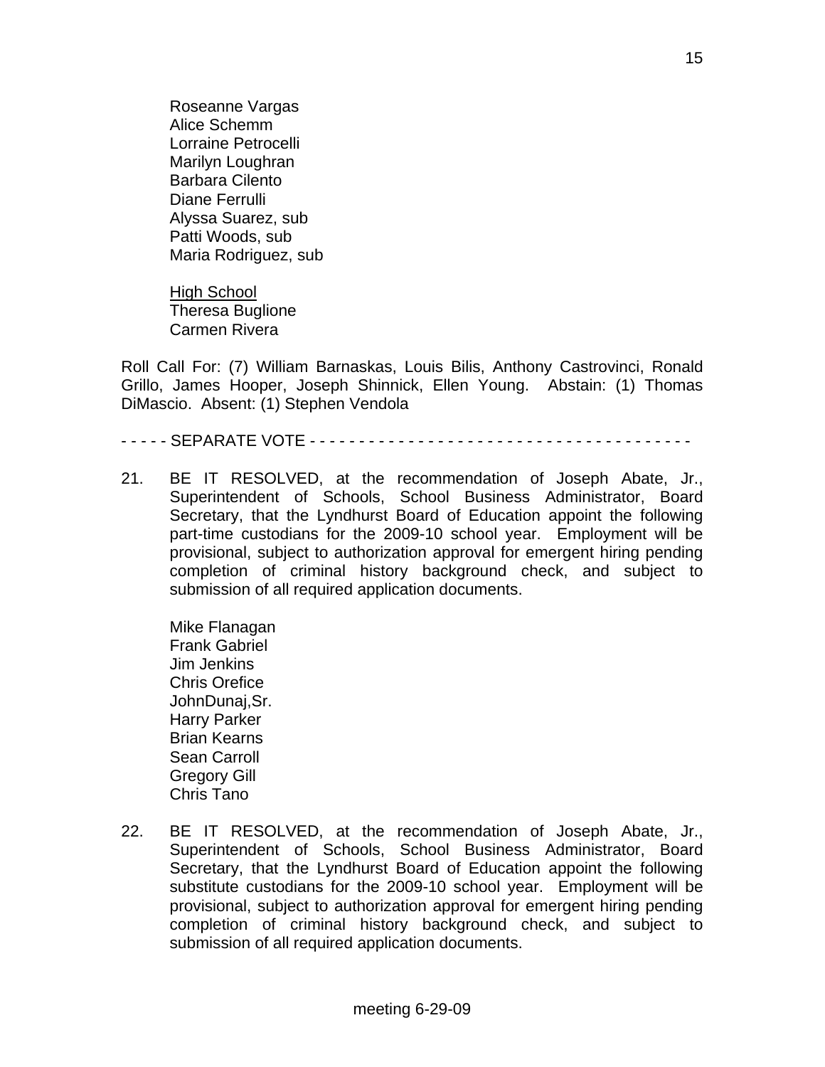Roseanne Vargas
Alice Schemm
Lorraine Petrocelli
Marilyn Loughran
Barbara Cilento
Diane Ferrulli
Alyssa Suarez, sub
Patti Woods, sub
Maria Rodriguez, sub

<u>High School</u>
Theresa Buglione
Carmen Rivera

Roll Call For: (7) William Barnaskas, Louis Bilis, Anthony Castrovinci, Ronald Grillo, James Hooper, Joseph Shinnick, Ellen Young. Abstain: (1) Thomas DiMascio. Absent: (1) Stephen Vendola

- - - - - SEPARATE VOTE - - - - - - - - - - - - - - - - - - - - - - - - - - - - - - - - - - - - - - - -

21. BE IT RESOLVED, at the recommendation of Joseph Abate, Jr., Superintendent of Schools, School Business Administrator, Board Secretary, that the Lyndhurst Board of Education appoint the following part-time custodians for the 2009-10 school year. Employment will be provisional, subject to authorization approval for emergent hiring pending completion of criminal history background check, and subject to submission of all required application documents.

    Mike Flanagan
    Frank Gabriel
    Jim Jenkins
    Chris Orefice
    JohnDunaj,Sr.
    Harry Parker
    Brian Kearns
    Sean Carroll
    Gregory Gill
    Chris Tano

22. BE IT RESOLVED, at the recommendation of Joseph Abate, Jr., Superintendent of Schools, School Business Administrator, Board Secretary, that the Lyndhurst Board of Education appoint the following substitute custodians for the 2009-10 school year. Employment will be provisional, subject to authorization approval for emergent hiring pending completion of criminal history background check, and subject to submission of all required application documents.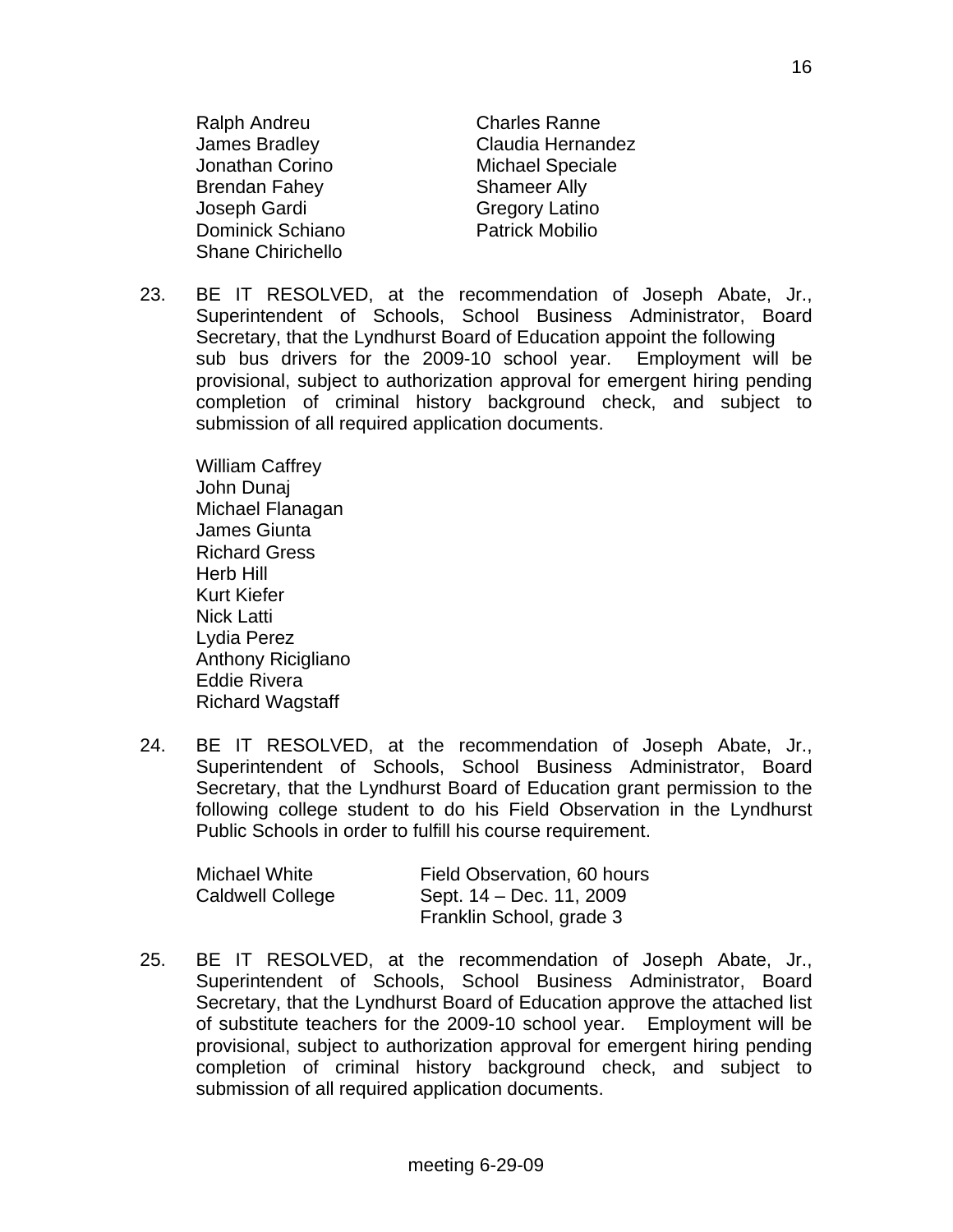| | |
|---|---|
| Ralph Andreu | Charles Ranne |
| James Bradley | Claudia Hernandez |
| Jonathan Corino | Michael Speciale |
| Brendan Fahey | Shameer Ally |
| Joseph Gardi | Gregory Latino |
| Dominick Schiano | Patrick Mobilio |
| Shane Chirichello | |

23. BE IT RESOLVED, at the recommendation of Joseph Abate, Jr., Superintendent of Schools, School Business Administrator, Board Secretary, that the Lyndhurst Board of Education appoint the following sub bus drivers for the 2009-10 school year. Employment will be provisional, subject to authorization approval for emergent hiring pending completion of criminal history background check, and subject to submission of all required application documents.

    William Caffrey
    John Dunaj
    Michael Flanagan
    James Giunta
    Richard Gress
    Herb Hill
    Kurt Kiefer
    Nick Latti
    Lydia Perez
    Anthony Ricigliano
    Eddie Rivera
    Richard Wagstaff

24. BE IT RESOLVED, at the recommendation of Joseph Abate, Jr., Superintendent of Schools, School Business Administrator, Board Secretary, that the Lyndhurst Board of Education grant permission to the following college student to do his Field Observation in the Lyndhurst Public Schools in order to fulfill his course requirement.

| | |
|---|---|
| Michael White | Field Observation, 60 hours |
| Caldwell College | Sept. 14 – Dec. 11, 2009 |
| | Franklin School, grade 3 |

25. BE IT RESOLVED, at the recommendation of Joseph Abate, Jr., Superintendent of Schools, School Business Administrator, Board Secretary, that the Lyndhurst Board of Education approve the attached list of substitute teachers for the 2009-10 school year. Employment will be provisional, subject to authorization approval for emergent hiring pending completion of criminal history background check, and subject to submission of all required application documents.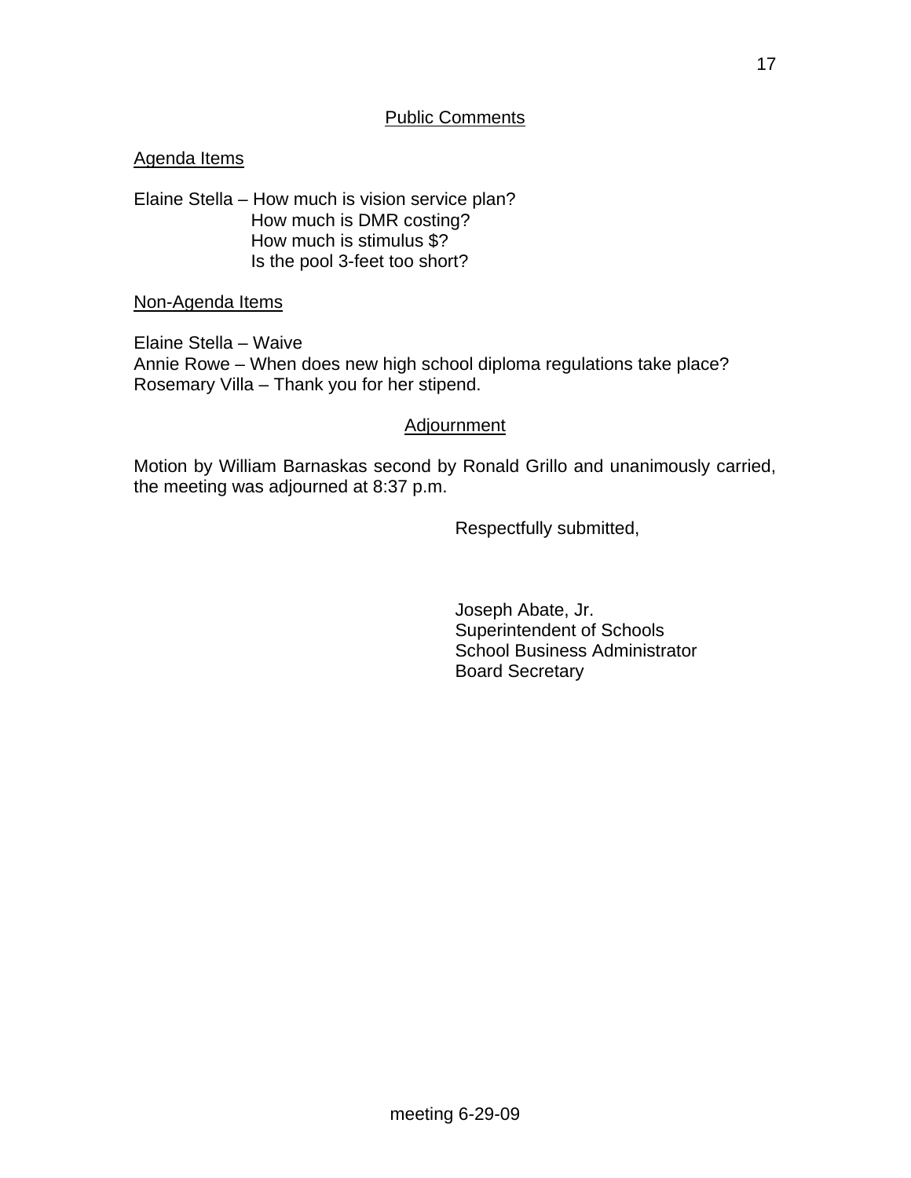## Public Comments

Agenda Items

Elaine Stella – How much is vision service plan?
How much is DMR costing?
How much is stimulus $?
Is the pool 3-feet too short?

Non-Agenda Items

Elaine Stella – Waive
Annie Rowe – When does new high school diploma regulations take place?
Rosemary Villa – Thank you for her stipend.

## Adjournment

Motion by William Barnaskas second by Ronald Grillo and unanimously carried, the meeting was adjourned at 8:37 p.m.

Respectfully submitted,

Joseph Abate, Jr.
Superintendent of Schools
School Business Administrator
Board Secretary

meeting 6-29-09